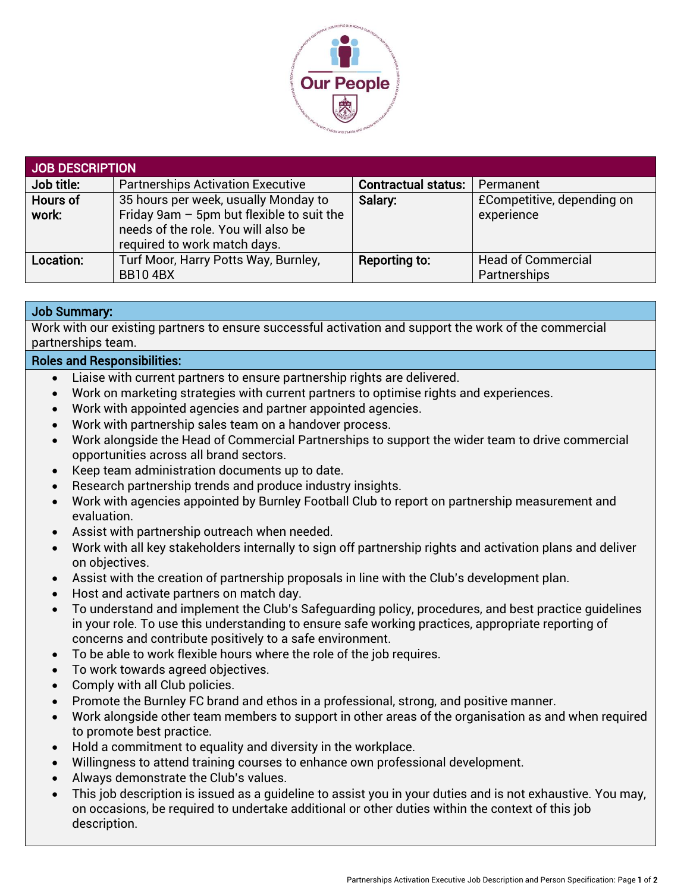Our People

| JOB DESCRIPTION | | | |
|---|---|---|---|
| **Job title:** | Partnerships Activation Executive | **Contractual status:** | Permanent |
| **Hours of work:** | 35 hours per week, usually Monday to Friday 9am – 5pm but flexible to suit the needs of the role. You will also be required to work match days. | **Salary:** | £Competitive, depending on experience |
| **Location:** | Turf Moor, Harry Potts Way, Burnley, BB10 4BX | **Reporting to:** | Head of Commercial Partnerships |

## Job Summary:

Work with our existing partners to ensure successful activation and support the work of the commercial partnerships team.

## Roles and Responsibilities:

- Liaise with current partners to ensure partnership rights are delivered.
- Work on marketing strategies with current partners to optimise rights and experiences.
- Work with appointed agencies and partner appointed agencies.
- Work with partnership sales team on a handover process.
- Work alongside the Head of Commercial Partnerships to support the wider team to drive commercial opportunities across all brand sectors.
- Keep team administration documents up to date.
- Research partnership trends and produce industry insights.
- Work with agencies appointed by Burnley Football Club to report on partnership measurement and evaluation.
- Assist with partnership outreach when needed.
- Work with all key stakeholders internally to sign off partnership rights and activation plans and deliver on objectives.
- Assist with the creation of partnership proposals in line with the Club's development plan.
- Host and activate partners on match day.
- To understand and implement the Club's Safeguarding policy, procedures, and best practice guidelines in your role. To use this understanding to ensure safe working practices, appropriate reporting of concerns and contribute positively to a safe environment.
- To be able to work flexible hours where the role of the job requires.
- To work towards agreed objectives.
- Comply with all Club policies.
- Promote the Burnley FC brand and ethos in a professional, strong, and positive manner.
- Work alongside other team members to support in other areas of the organisation as and when required to promote best practice.
- Hold a commitment to equality and diversity in the workplace.
- Willingness to attend training courses to enhance own professional development.
- Always demonstrate the Club's values.
- This job description is issued as a guideline to assist you in your duties and is not exhaustive. You may, on occasions, be required to undertake additional or other duties within the context of this job description.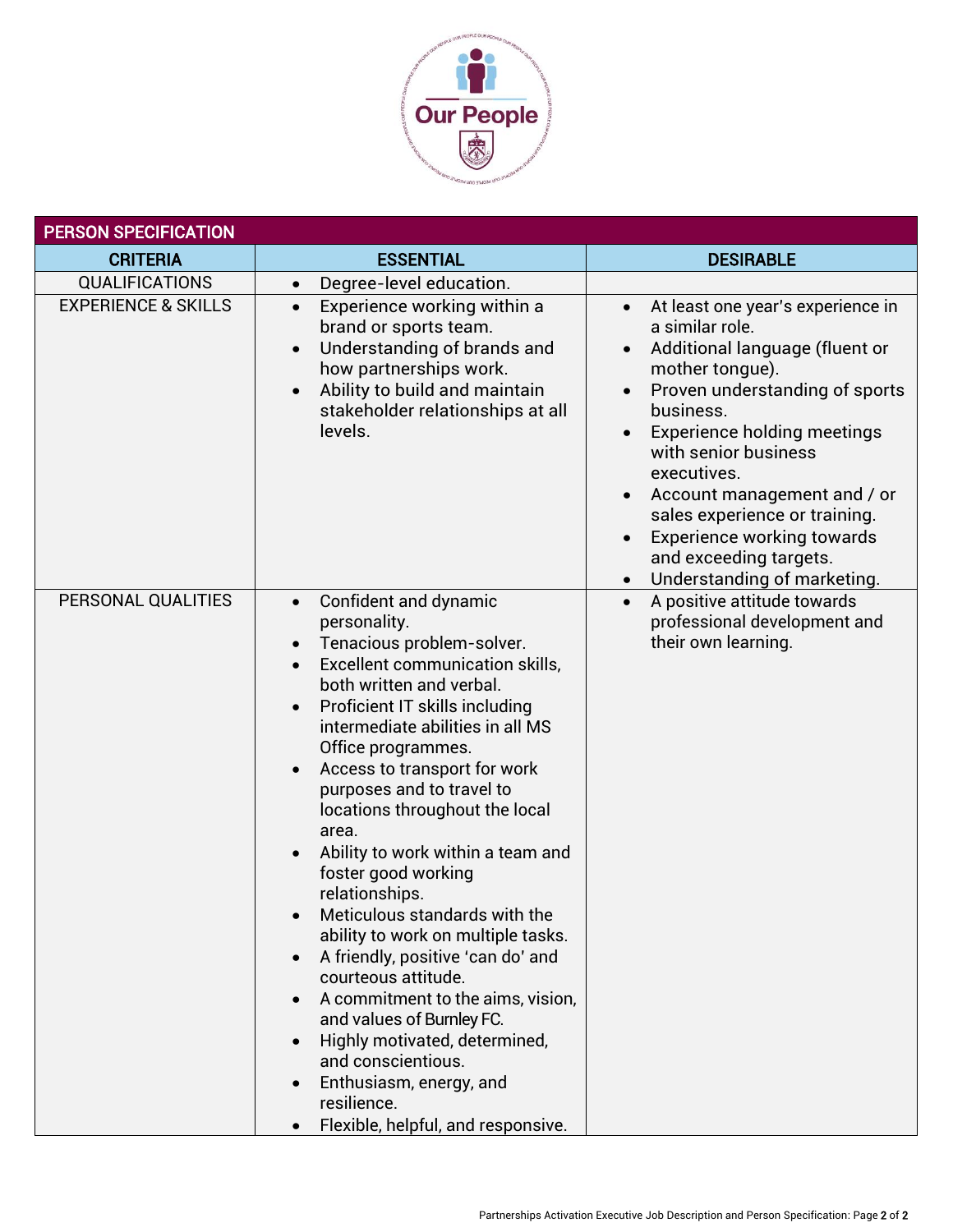## PERSON SPECIFICATION

| CRITERIA | ESSENTIAL | DESIRABLE |
|---|---|---|
| QUALIFICATIONS | • Degree-level education. | |
| EXPERIENCE & SKILLS | • Experience working within a brand or sports team.<br>• Understanding of brands and how partnerships work.<br>• Ability to build and maintain stakeholder relationships at all levels. | • At least one year's experience in a similar role.<br>• Additional language (fluent or mother tongue).<br>• Proven understanding of sports business.<br>• Experience holding meetings with senior business executives.<br>• Account management and / or sales experience or training.<br>• Experience working towards and exceeding targets.<br>• Understanding of marketing. |
| PERSONAL QUALITIES | • Confident and dynamic personality.<br>• Tenacious problem-solver.<br>• Excellent communication skills, both written and verbal.<br>• Proficient IT skills including intermediate abilities in all MS Office programmes.<br>• Access to transport for work purposes and to travel to locations throughout the local area.<br>• Ability to work within a team and foster good working relationships.<br>• Meticulous standards with the ability to work on multiple tasks.<br>• A friendly, positive 'can do' and courteous attitude.<br>• A commitment to the aims, vision, and values of Burnley FC.<br>• Highly motivated, determined, and conscientious.<br>• Enthusiasm, energy, and resilience.<br>• Flexible, helpful, and responsive. | • A positive attitude towards professional development and their own learning. |